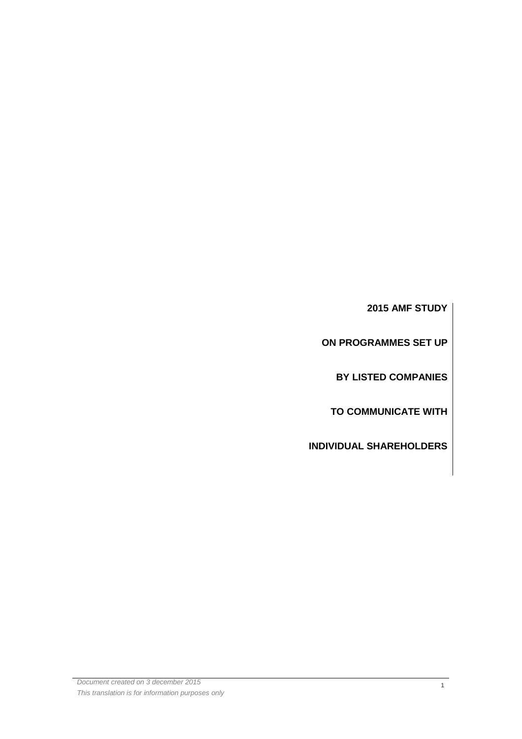# 2015 AMF STUDY

# ON PROGRAMMES SET UP

# BY LISTED COMPANIES

# TO COMMUNICATE WITH

# INDIVIDUAL SHAREHOLDERS

*Document created on 3 december 2015*

*This translation is for information purposes only*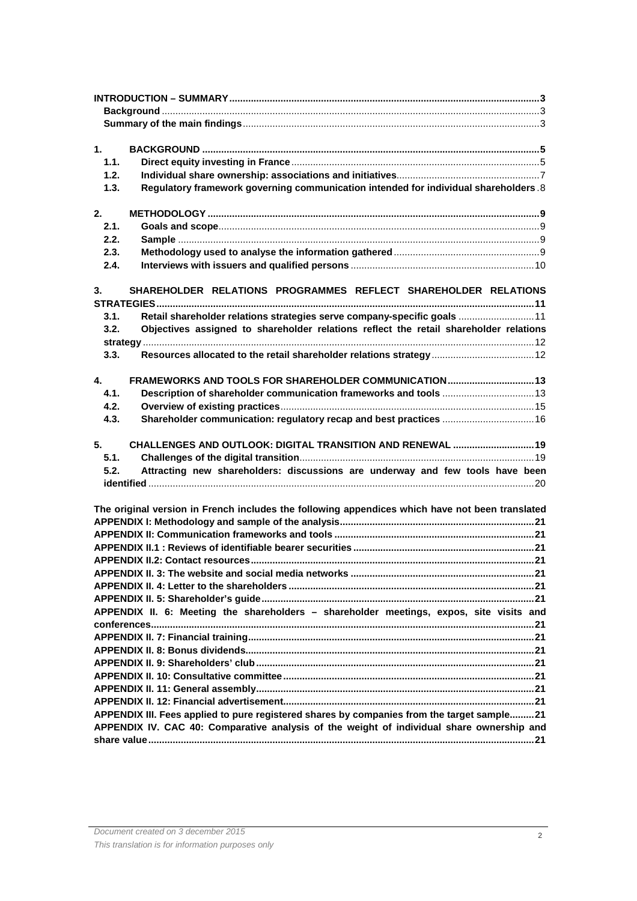**INTRODUCTION – SUMMARY** 3

**Background** 3

**Summary of the main findings** 3

**1. BACKGROUND** 5

**1.1. Direct equity investing in France** 5

**1.2. Individual share ownership: associations and initiatives** 7

**1.3. Regulatory framework governing communication intended for individual shareholders** 8

**2. METHODOLOGY** 9

**2.1. Goals and scope** 9

**2.2. Sample** 9

**2.3. Methodology used to analyse the information gathered** 9

**2.4. Interviews with issuers and qualified persons** 10

**3. SHAREHOLDER RELATIONS PROGRAMMES REFLECT SHAREHOLDER RELATIONS STRATEGIES** 11

**3.1. Retail shareholder relations strategies serve company-specific goals** 11

**3.2. Objectives assigned to shareholder relations reflect the retail shareholder relations strategy** 12

**3.3. Resources allocated to the retail shareholder relations strategy** 12

**4. FRAMEWORKS AND TOOLS FOR SHAREHOLDER COMMUNICATION** 13

**4.1. Description of shareholder communication frameworks and tools** 13

**4.2. Overview of existing practices** 15

**4.3. Shareholder communication: regulatory recap and best practices** 16

**5. CHALLENGES AND OUTLOOK: DIGITAL TRANSITION AND RENEWAL** 19

**5.1. Challenges of the digital transition** 19

**5.2. Attracting new shareholders: discussions are underway and few tools have been identified** 20

**The original version in French includes the following appendices which have not been translated**

**APPENDIX I: Methodology and sample of the analysis** 21

**APPENDIX II: Communication frameworks and tools** 21

**APPENDIX II.1 : Reviews of identifiable bearer securities** 21

**APPENDIX II.2: Contact resources** 21

**APPENDIX II. 3: The website and social media networks** 21

**APPENDIX II. 4: Letter to the shareholders** 21

**APPENDIX II. 5: Shareholder's guide** 21

**APPENDIX II. 6: Meeting the shareholders – shareholder meetings, expos, site visits and conferences** 21

**APPENDIX II. 7: Financial training** 21

**APPENDIX II. 8: Bonus dividends** 21

**APPENDIX II. 9: Shareholders' club** 21

**APPENDIX II. 10: Consultative committee** 21

**APPENDIX II. 11: General assembly** 21

**APPENDIX II. 12: Financial advertisement** 21

**APPENDIX III. Fees applied to pure registered shares by companies from the target sample** 21

**APPENDIX IV. CAC 40: Comparative analysis of the weight of individual share ownership and share value** 21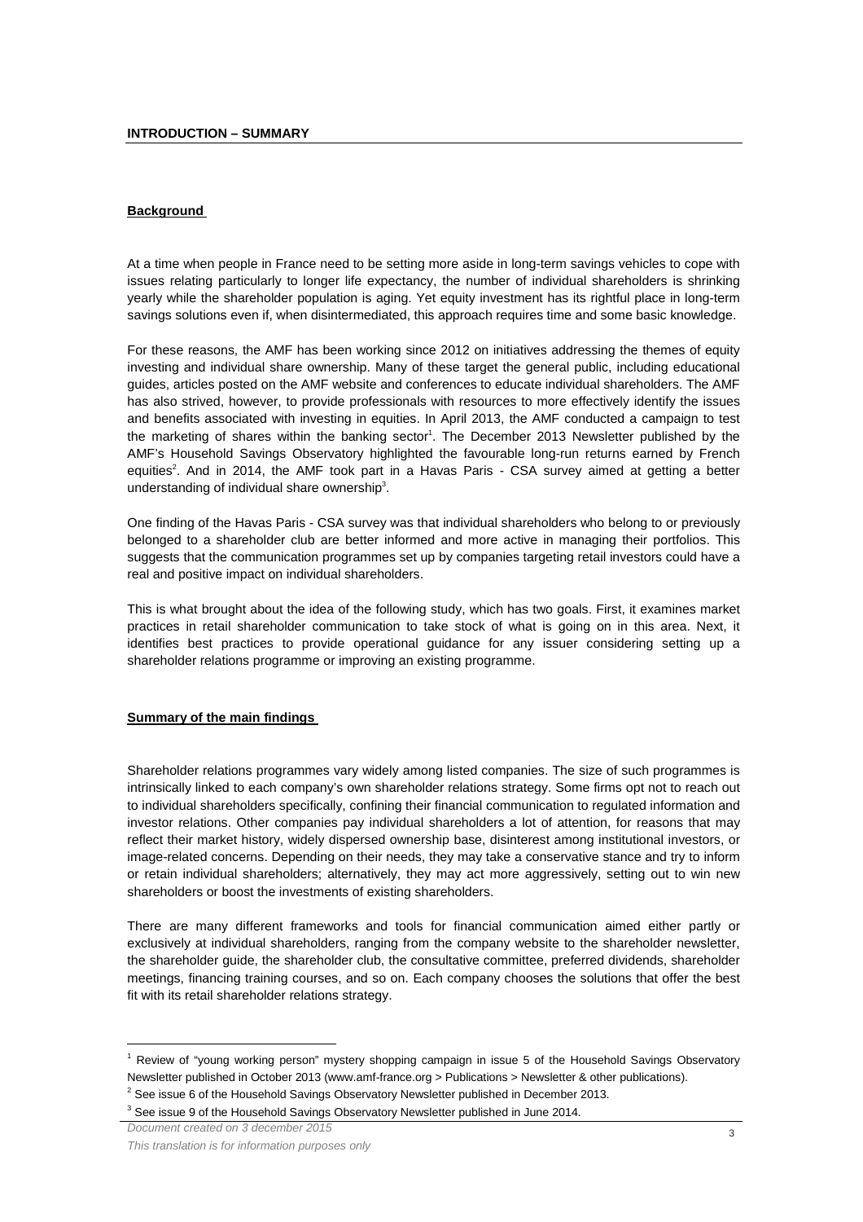## INTRODUCTION – SUMMARY

### Background

At a time when people in France need to be setting more aside in long-term savings vehicles to cope with issues relating particularly to longer life expectancy, the number of individual shareholders is shrinking yearly while the shareholder population is aging. Yet equity investment has its rightful place in long-term savings solutions even if, when disintermediated, this approach requires time and some basic knowledge.

For these reasons, the AMF has been working since 2012 on initiatives addressing the themes of equity investing and individual share ownership. Many of these target the general public, including educational guides, articles posted on the AMF website and conferences to educate individual shareholders. The AMF has also strived, however, to provide professionals with resources to more effectively identify the issues and benefits associated with investing in equities. In April 2013, the AMF conducted a campaign to test the marketing of shares within the banking sector[1]. The December 2013 Newsletter published by the AMF's Household Savings Observatory highlighted the favourable long-run returns earned by French equities[2]. And in 2014, the AMF took part in a Havas Paris - CSA survey aimed at getting a better understanding of individual share ownership[3].

One finding of the Havas Paris - CSA survey was that individual shareholders who belong to or previously belonged to a shareholder club are better informed and more active in managing their portfolios. This suggests that the communication programmes set up by companies targeting retail investors could have a real and positive impact on individual shareholders.

This is what brought about the idea of the following study, which has two goals. First, it examines market practices in retail shareholder communication to take stock of what is going on in this area. Next, it identifies best practices to provide operational guidance for any issuer considering setting up a shareholder relations programme or improving an existing programme.

### Summary of the main findings

Shareholder relations programmes vary widely among listed companies. The size of such programmes is intrinsically linked to each company's own shareholder relations strategy. Some firms opt not to reach out to individual shareholders specifically, confining their financial communication to regulated information and investor relations. Other companies pay individual shareholders a lot of attention, for reasons that may reflect their market history, widely dispersed ownership base, disinterest among institutional investors, or image-related concerns. Depending on their needs, they may take a conservative stance and try to inform or retain individual shareholders; alternatively, they may act more aggressively, setting out to win new shareholders or boost the investments of existing shareholders.

There are many different frameworks and tools for financial communication aimed either partly or exclusively at individual shareholders, ranging from the company website to the shareholder newsletter, the shareholder guide, the shareholder club, the consultative committee, preferred dividends, shareholder meetings, financing training courses, and so on. Each company chooses the solutions that offer the best fit with its retail shareholder relations strategy.

---

[1] Review of "young working person" mystery shopping campaign in issue 5 of the Household Savings Observatory Newsletter published in October 2013 (www.amf-france.org > Publications > Newsletter & other publications).

[2] See issue 6 of the Household Savings Observatory Newsletter published in December 2013.

[3] See issue 9 of the Household Savings Observatory Newsletter published in June 2014.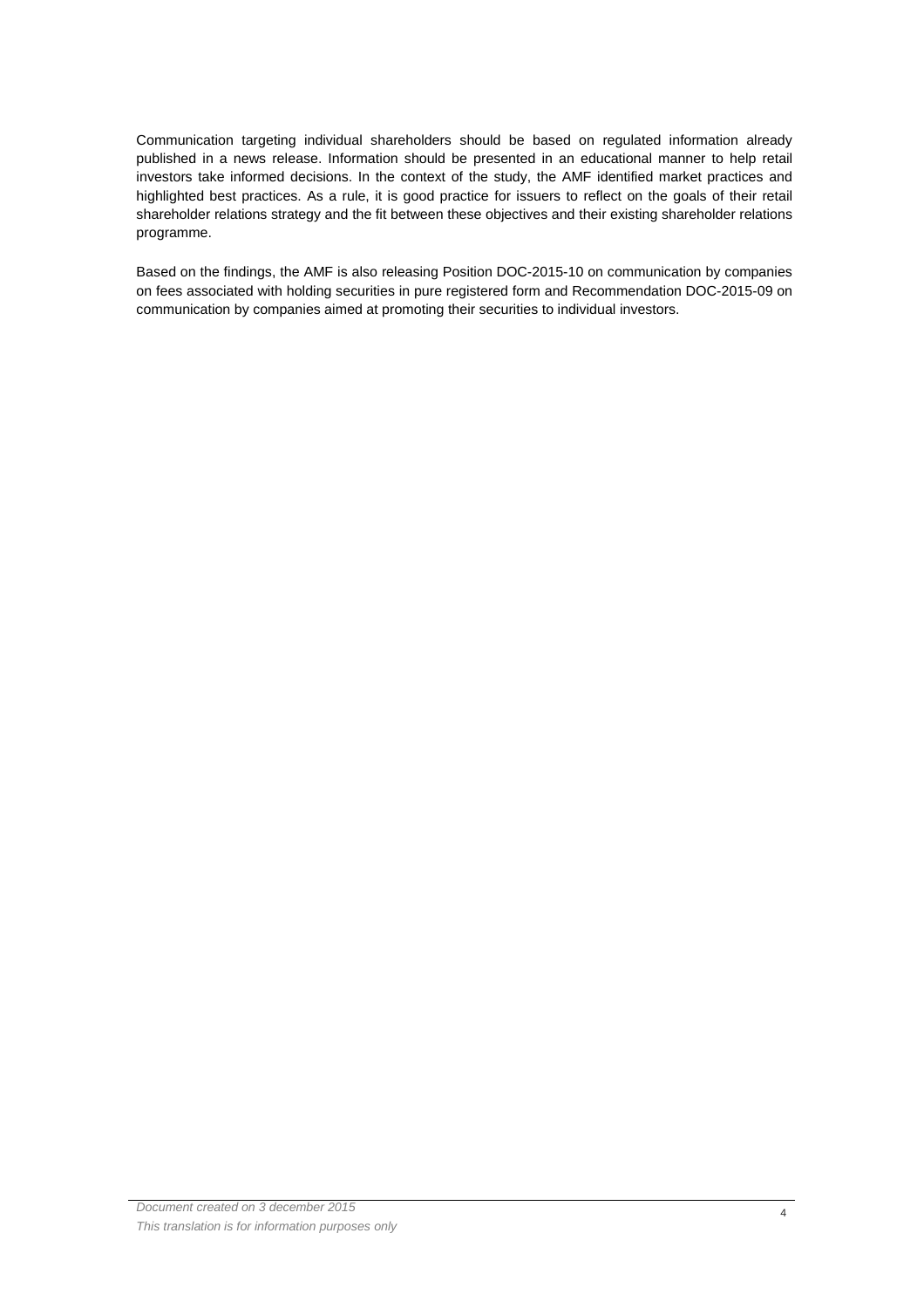Communication targeting individual shareholders should be based on regulated information already published in a news release. Information should be presented in an educational manner to help retail investors take informed decisions. In the context of the study, the AMF identified market practices and highlighted best practices. As a rule, it is good practice for issuers to reflect on the goals of their retail shareholder relations strategy and the fit between these objectives and their existing shareholder relations programme.

Based on the findings, the AMF is also releasing Position DOC-2015-10 on communication by companies on fees associated with holding securities in pure registered form and Recommendation DOC-2015-09 on communication by companies aimed at promoting their securities to individual investors.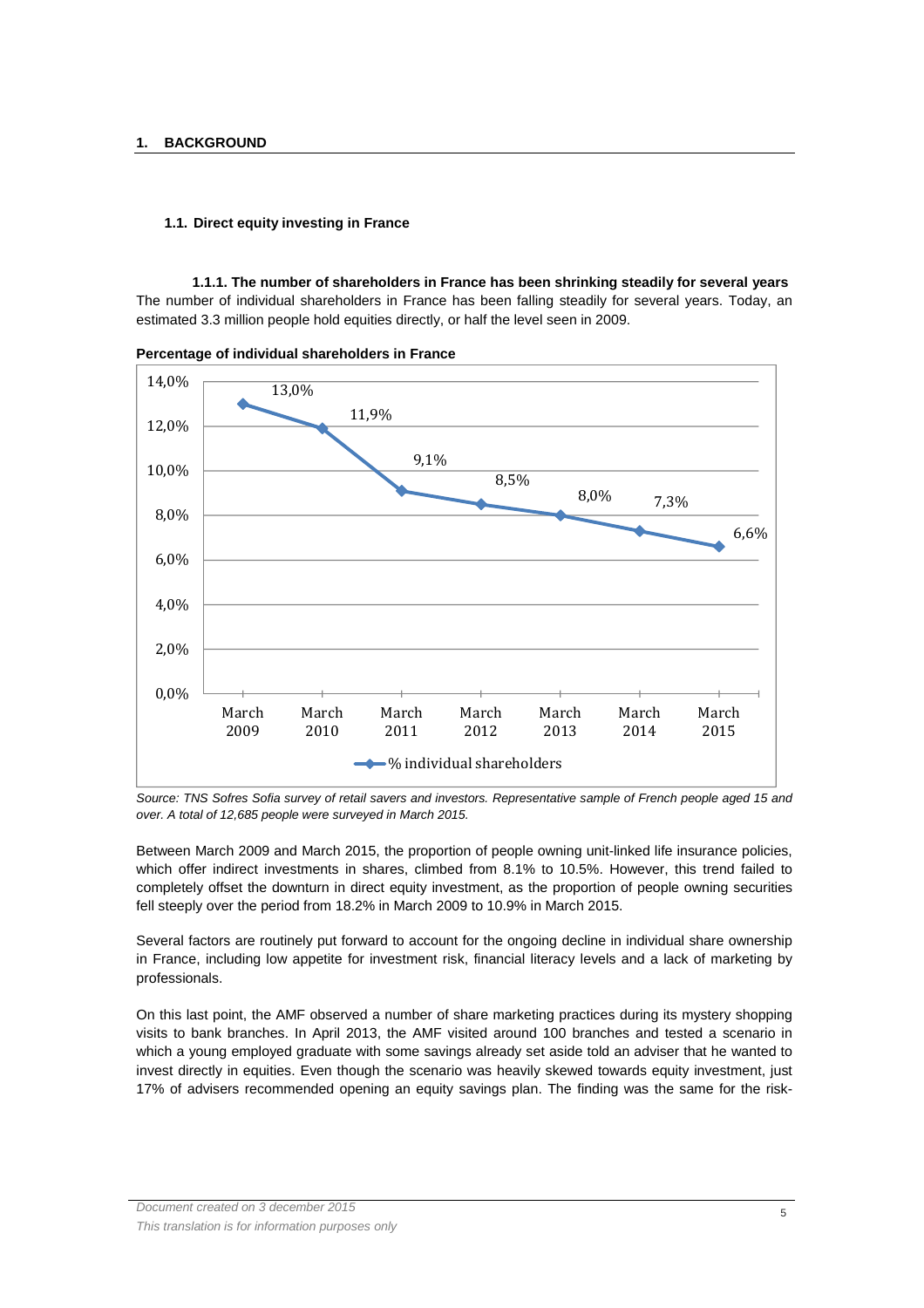# 1. BACKGROUND

## 1.1. Direct equity investing in France

### 1.1.1. The number of shareholders in France has been shrinking steadily for several years

The number of individual shareholders in France has been falling steadily for several years. Today, an estimated 3.3 million people hold equities directly, or half the level seen in 2009.

**Percentage of individual shareholders in France**

| | March 2009 | March 2010 | March 2011 | March 2012 | March 2013 | March 2014 | March 2015 |
|---|---|---|---|---|---|---|---|
| % individual shareholders | 13,0% | 11,9% | 9,1% | 8,5% | 8,0% | 7,3% | 6,6% |

*Source: TNS Sofres Sofia survey of retail savers and investors. Representative sample of French people aged 15 and over. A total of 12,685 people were surveyed in March 2015.*

Between March 2009 and March 2015, the proportion of people owning unit-linked life insurance policies, which offer indirect investments in shares, climbed from 8.1% to 10.5%. However, this trend failed to completely offset the downturn in direct equity investment, as the proportion of people owning securities fell steeply over the period from 18.2% in March 2009 to 10.9% in March 2015.

Several factors are routinely put forward to account for the ongoing decline in individual share ownership in France, including low appetite for investment risk, financial literacy levels and a lack of marketing by professionals.

On this last point, the AMF observed a number of share marketing practices during its mystery shopping visits to bank branches. In April 2013, the AMF visited around 100 branches and tested a scenario in which a young employed graduate with some savings already set aside told an adviser that he wanted to invest directly in equities. Even though the scenario was heavily skewed towards equity investment, just 17% of advisers recommended opening an equity savings plan. The finding was the same for the risk-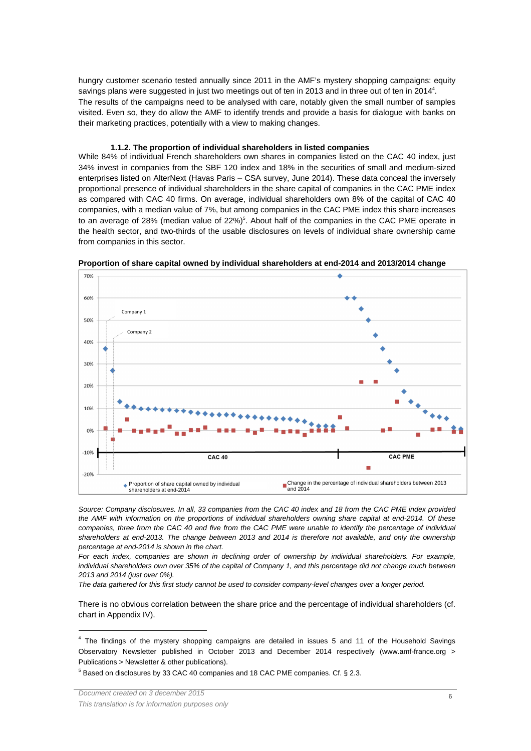hungry customer scenario tested annually since 2011 in the AMF's mystery shopping campaigns: equity savings plans were suggested in just two meetings out of ten in 2013 and in three out of ten in 2014[4].

The results of the campaigns need to be analysed with care, notably given the small number of samples visited. Even so, they do allow the AMF to identify trends and provide a basis for dialogue with banks on their marketing practices, potentially with a view to making changes.

#### 1.1.2. The proportion of individual shareholders in listed companies

While 84% of individual French shareholders own shares in companies listed on the CAC 40 index, just 34% invest in companies from the SBF 120 index and 18% in the securities of small and medium-sized enterprises listed on AlterNext (Havas Paris – CSA survey, June 2014). These data conceal the inversely proportional presence of individual shareholders in the share capital of companies in the CAC PME index as compared with CAC 40 firms. On average, individual shareholders own 8% of the capital of CAC 40 companies, with a median value of 7%, but among companies in the CAC PME index this share increases to an average of 28% (median value of 22%)[5]. About half of the companies in the CAC PME operate in the health sector, and two-thirds of the usable disclosures on levels of individual share ownership came from companies in this sector.

**Proportion of share capital owned by individual shareholders at end-2014 and 2013/2014 change**

*Source: Company disclosures. In all, 33 companies from the CAC 40 index and 18 from the CAC PME index provided the AMF with information on the proportions of individual shareholders owning share capital at end-2014. Of these companies, three from the CAC 40 and five from the CAC PME were unable to identify the percentage of individual shareholders at end-2013. The change between 2013 and 2014 is therefore not available, and only the ownership percentage at end-2014 is shown in the chart.*

*For each index, companies are shown in declining order of ownership by individual shareholders. For example, individual shareholders own over 35% of the capital of Company 1, and this percentage did not change much between 2013 and 2014 (just over 0%).*

*The data gathered for this first study cannot be used to consider company-level changes over a longer period.*

There is no obvious correlation between the share price and the percentage of individual shareholders (cf. chart in Appendix IV).

---

[4] The findings of the mystery shopping campaigns are detailed in issues 5 and 11 of the Household Savings Observatory Newsletter published in October 2013 and December 2014 respectively (www.amf-france.org > Publications > Newsletter & other publications).

[5] Based on disclosures by 33 CAC 40 companies and 18 CAC PME companies. Cf. § 2.3.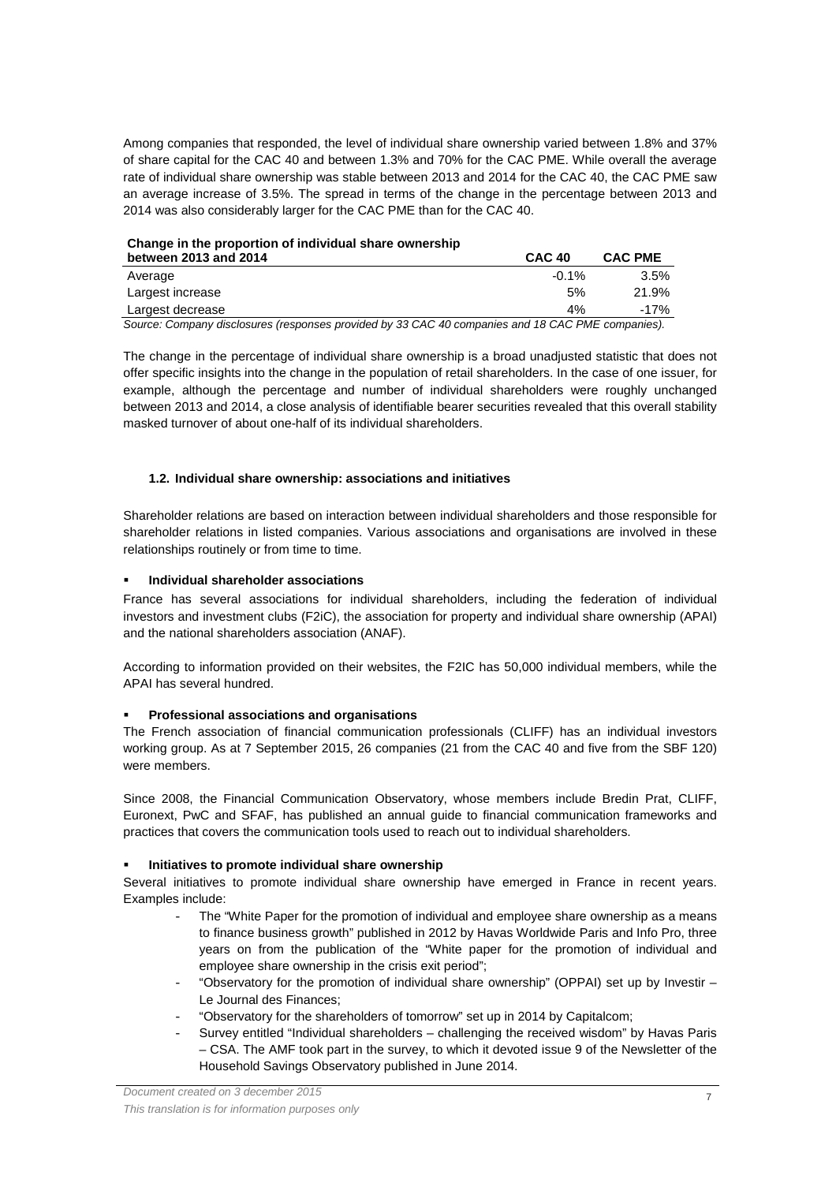Among companies that responded, the level of individual share ownership varied between 1.8% and 37% of share capital for the CAC 40 and between 1.3% and 70% for the CAC PME. While overall the average rate of individual share ownership was stable between 2013 and 2014 for the CAC 40, the CAC PME saw an average increase of 3.5%. The spread in terms of the change in the percentage between 2013 and 2014 was also considerably larger for the CAC PME than for the CAC 40.

| Change in the proportion of individual share ownership between 2013 and 2014 | CAC 40 | CAC PME |
|---|---|---|
| Average | -0.1% | 3.5% |
| Largest increase | 5% | 21.9% |
| Largest decrease | 4% | -17% |

*Source: Company disclosures (responses provided by 33 CAC 40 companies and 18 CAC PME companies).*

The change in the percentage of individual share ownership is a broad unadjusted statistic that does not offer specific insights into the change in the population of retail shareholders. In the case of one issuer, for example, although the percentage and number of individual shareholders were roughly unchanged between 2013 and 2014, a close analysis of identifiable bearer securities revealed that this overall stability masked turnover of about one-half of its individual shareholders.

### 1.2. Individual share ownership: associations and initiatives

Shareholder relations are based on interaction between individual shareholders and those responsible for shareholder relations in listed companies. Various associations and organisations are involved in these relationships routinely or from time to time.

- **Individual shareholder associations**

France has several associations for individual shareholders, including the federation of individual investors and investment clubs (F2iC), the association for property and individual share ownership (APAI) and the national shareholders association (ANAF).

According to information provided on their websites, the F2IC has 50,000 individual members, while the APAI has several hundred.

- **Professional associations and organisations**

The French association of financial communication professionals (CLIFF) has an individual investors working group. As at 7 September 2015, 26 companies (21 from the CAC 40 and five from the SBF 120) were members.

Since 2008, the Financial Communication Observatory, whose members include Bredin Prat, CLIFF, Euronext, PwC and SFAF, has published an annual guide to financial communication frameworks and practices that covers the communication tools used to reach out to individual shareholders.

- **Initiatives to promote individual share ownership**

Several initiatives to promote individual share ownership have emerged in France in recent years. Examples include:

- The "White Paper for the promotion of individual and employee share ownership as a means to finance business growth" published in 2012 by Havas Worldwide Paris and Info Pro, three years on from the publication of the "White paper for the promotion of individual and employee share ownership in the crisis exit period";
- "Observatory for the promotion of individual share ownership" (OPPAI) set up by Investir – Le Journal des Finances;
- "Observatory for the shareholders of tomorrow" set up in 2014 by Capitalcom;
- Survey entitled "Individual shareholders – challenging the received wisdom" by Havas Paris – CSA. The AMF took part in the survey, to which it devoted issue 9 of the Newsletter of the Household Savings Observatory published in June 2014.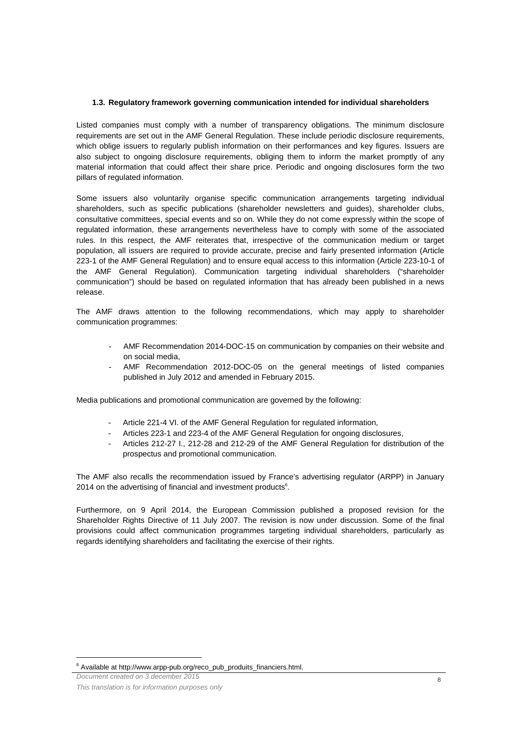### 1.3. Regulatory framework governing communication intended for individual shareholders

Listed companies must comply with a number of transparency obligations. The minimum disclosure requirements are set out in the AMF General Regulation. These include periodic disclosure requirements, which oblige issuers to regularly publish information on their performances and key figures. Issuers are also subject to ongoing disclosure requirements, obliging them to inform the market promptly of any material information that could affect their share price. Periodic and ongoing disclosures form the two pillars of regulated information.

Some issuers also voluntarily organise specific communication arrangements targeting individual shareholders, such as specific publications (shareholder newsletters and guides), shareholder clubs, consultative committees, special events and so on. While they do not come expressly within the scope of regulated information, these arrangements nevertheless have to comply with some of the associated rules. In this respect, the AMF reiterates that, irrespective of the communication medium or target population, all issuers are required to provide accurate, precise and fairly presented information (Article 223-1 of the AMF General Regulation) and to ensure equal access to this information (Article 223-10-1 of the AMF General Regulation). Communication targeting individual shareholders ("shareholder communication") should be based on regulated information that has already been published in a news release.

The AMF draws attention to the following recommendations, which may apply to shareholder communication programmes:

- AMF Recommendation 2014-DOC-15 on communication by companies on their website and on social media,
- AMF Recommendation 2012-DOC-05 on the general meetings of listed companies published in July 2012 and amended in February 2015.

Media publications and promotional communication are governed by the following:

- Article 221-4 VI. of the AMF General Regulation for regulated information,
- Articles 223-1 and 223-4 of the AMF General Regulation for ongoing disclosures,
- Articles 212-27 I., 212-28 and 212-29 of the AMF General Regulation for distribution of the prospectus and promotional communication.

The AMF also recalls the recommendation issued by France's advertising regulator (ARPP) in January 2014 on the advertising of financial and investment products[6].

Furthermore, on 9 April 2014, the European Commission published a proposed revision for the Shareholder Rights Directive of 11 July 2007. The revision is now under discussion. Some of the final provisions could affect communication programmes targeting individual shareholders, particularly as regards identifying shareholders and facilitating the exercise of their rights.

[6] Available at http://www.arpp-pub.org/reco_pub_produits_financiers.html.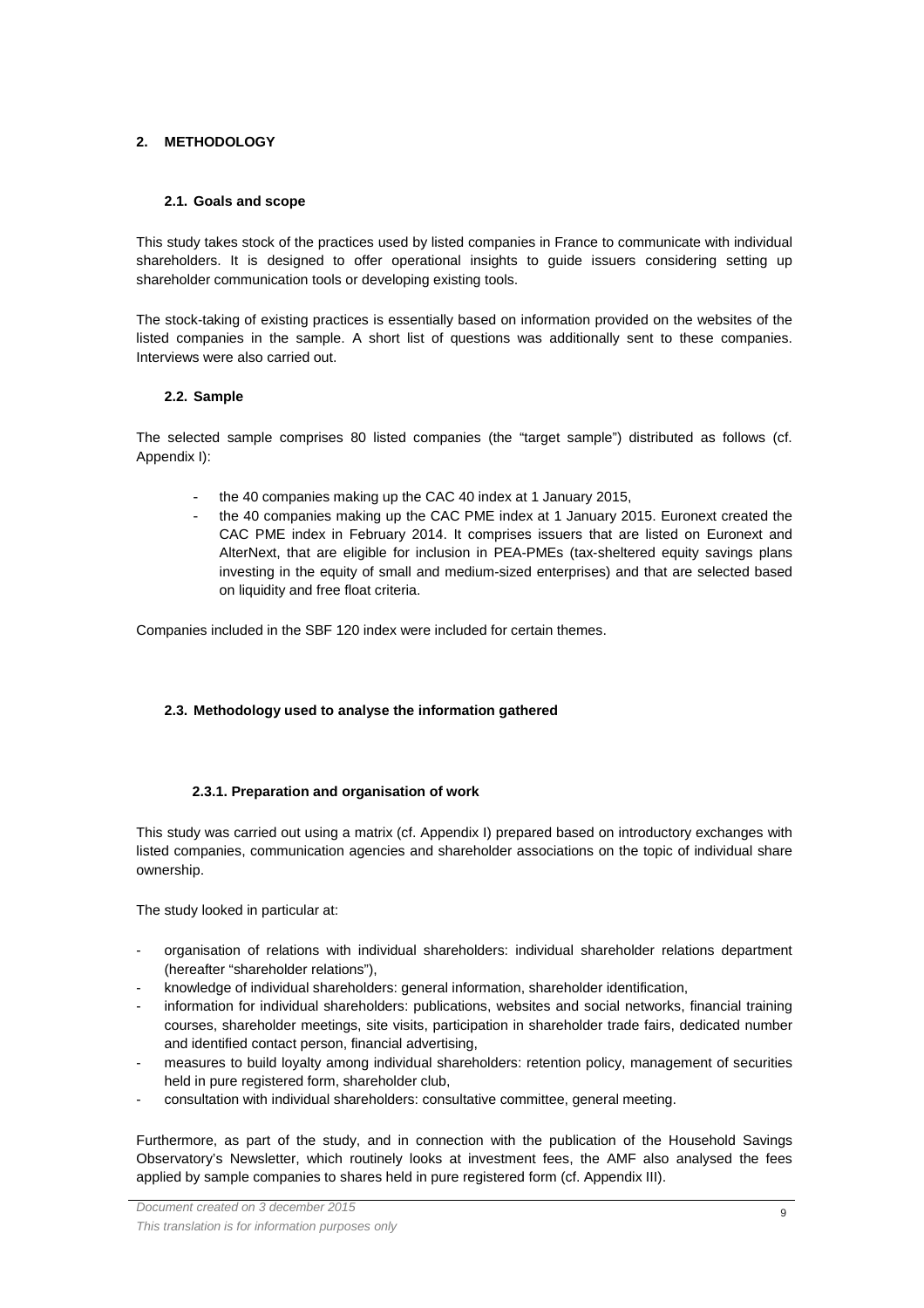## 2. METHODOLOGY

### 2.1. Goals and scope

This study takes stock of the practices used by listed companies in France to communicate with individual shareholders. It is designed to offer operational insights to guide issuers considering setting up shareholder communication tools or developing existing tools.

The stock-taking of existing practices is essentially based on information provided on the websites of the listed companies in the sample. A short list of questions was additionally sent to these companies. Interviews were also carried out.

### 2.2. Sample

The selected sample comprises 80 listed companies (the "target sample") distributed as follows (cf. Appendix I):

- the 40 companies making up the CAC 40 index at 1 January 2015,
- the 40 companies making up the CAC PME index at 1 January 2015. Euronext created the CAC PME index in February 2014. It comprises issuers that are listed on Euronext and AlterNext, that are eligible for inclusion in PEA-PMEs (tax-sheltered equity savings plans investing in the equity of small and medium-sized enterprises) and that are selected based on liquidity and free float criteria.

Companies included in the SBF 120 index were included for certain themes.

### 2.3. Methodology used to analyse the information gathered

#### 2.3.1. Preparation and organisation of work

This study was carried out using a matrix (cf. Appendix I) prepared based on introductory exchanges with listed companies, communication agencies and shareholder associations on the topic of individual share ownership.

The study looked in particular at:

- organisation of relations with individual shareholders: individual shareholder relations department (hereafter "shareholder relations"),
- knowledge of individual shareholders: general information, shareholder identification,
- information for individual shareholders: publications, websites and social networks, financial training courses, shareholder meetings, site visits, participation in shareholder trade fairs, dedicated number and identified contact person, financial advertising,
- measures to build loyalty among individual shareholders: retention policy, management of securities held in pure registered form, shareholder club,
- consultation with individual shareholders: consultative committee, general meeting.

Furthermore, as part of the study, and in connection with the publication of the Household Savings Observatory's Newsletter, which routinely looks at investment fees, the AMF also analysed the fees applied by sample companies to shares held in pure registered form (cf. Appendix III).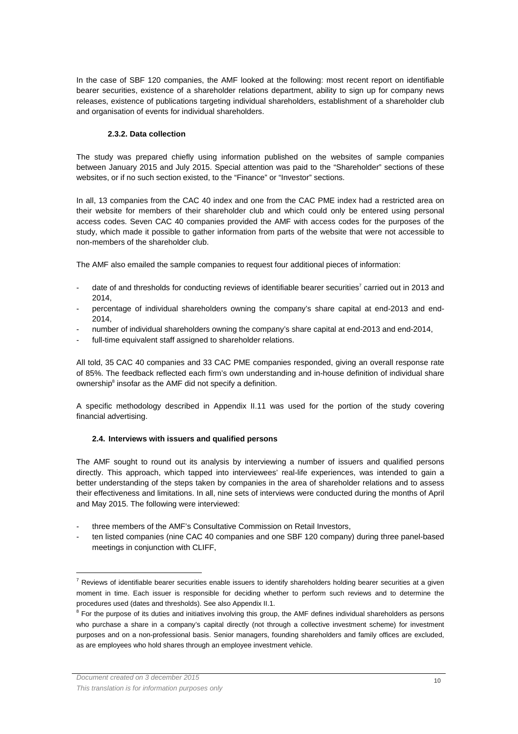In the case of SBF 120 companies, the AMF looked at the following: most recent report on identifiable bearer securities, existence of a shareholder relations department, ability to sign up for company news releases, existence of publications targeting individual shareholders, establishment of a shareholder club and organisation of events for individual shareholders.

#### 2.3.2. Data collection

The study was prepared chiefly using information published on the websites of sample companies between January 2015 and July 2015. Special attention was paid to the "Shareholder" sections of these websites, or if no such section existed, to the "Finance" or "Investor" sections.

In all, 13 companies from the CAC 40 index and one from the CAC PME index had a restricted area on their website for members of their shareholder club and which could only be entered using personal access codes. Seven CAC 40 companies provided the AMF with access codes for the purposes of the study, which made it possible to gather information from parts of the website that were not accessible to non-members of the shareholder club.

The AMF also emailed the sample companies to request four additional pieces of information:

- date of and thresholds for conducting reviews of identifiable bearer securities[7] carried out in 2013 and 2014,
- percentage of individual shareholders owning the company's share capital at end-2013 and end-2014,
- number of individual shareholders owning the company's share capital at end-2013 and end-2014,
- full-time equivalent staff assigned to shareholder relations.

All told, 35 CAC 40 companies and 33 CAC PME companies responded, giving an overall response rate of 85%. The feedback reflected each firm's own understanding and in-house definition of individual share ownership[8] insofar as the AMF did not specify a definition.

A specific methodology described in Appendix II.11 was used for the portion of the study covering financial advertising.

### 2.4. Interviews with issuers and qualified persons

The AMF sought to round out its analysis by interviewing a number of issuers and qualified persons directly. This approach, which tapped into interviewees' real-life experiences, was intended to gain a better understanding of the steps taken by companies in the area of shareholder relations and to assess their effectiveness and limitations. In all, nine sets of interviews were conducted during the months of April and May 2015. The following were interviewed:

- three members of the AMF's Consultative Commission on Retail Investors,
- ten listed companies (nine CAC 40 companies and one SBF 120 company) during three panel-based meetings in conjunction with CLIFF,

---

[7] Reviews of identifiable bearer securities enable issuers to identify shareholders holding bearer securities at a given moment in time. Each issuer is responsible for deciding whether to perform such reviews and to determine the procedures used (dates and thresholds). See also Appendix II.1.

[8] For the purpose of its duties and initiatives involving this group, the AMF defines individual shareholders as persons who purchase a share in a company's capital directly (not through a collective investment scheme) for investment purposes and on a non-professional basis. Senior managers, founding shareholders and family offices are excluded, as are employees who hold shares through an employee investment vehicle.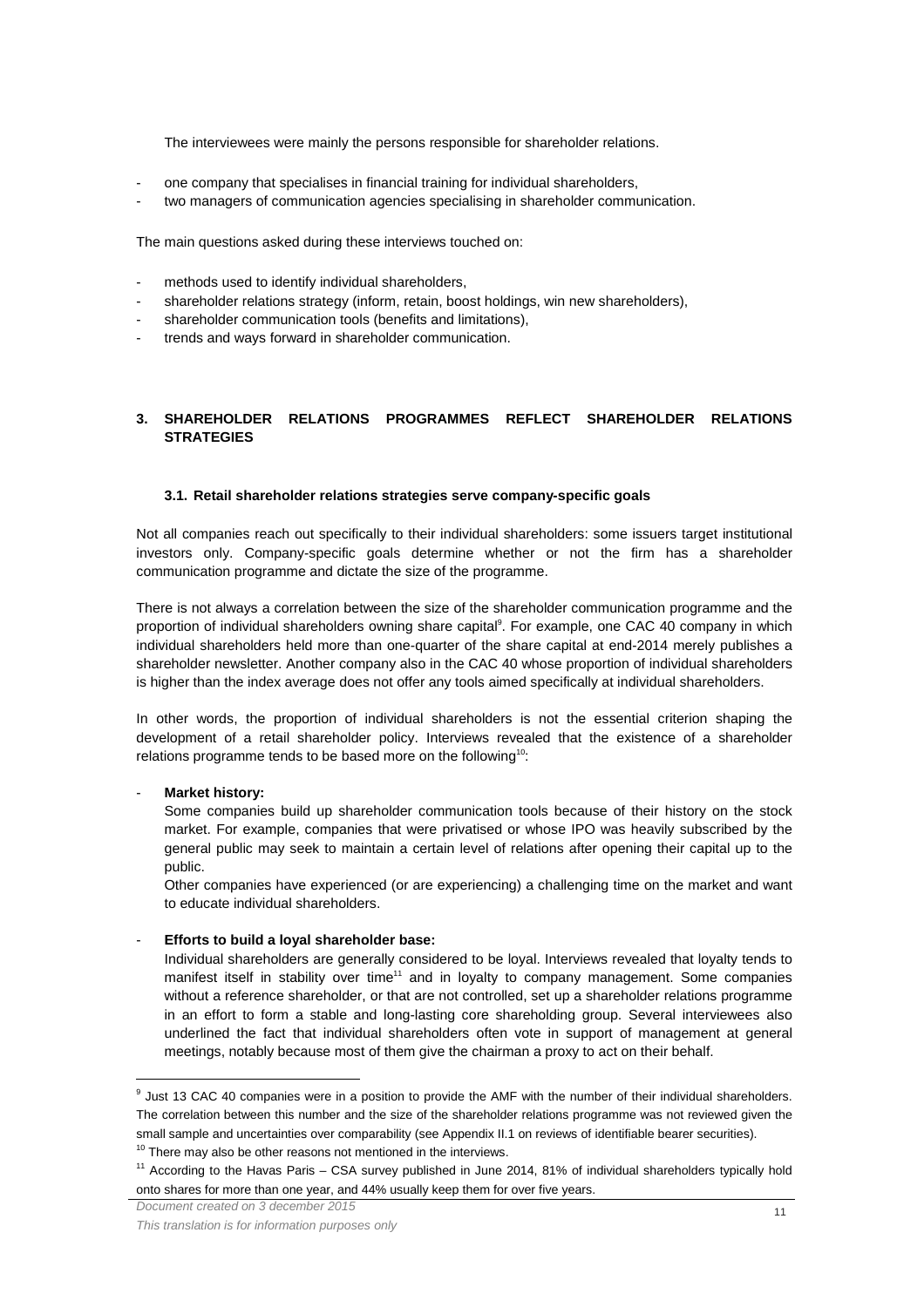The interviewees were mainly the persons responsible for shareholder relations.

- one company that specialises in financial training for individual shareholders,
- two managers of communication agencies specialising in shareholder communication.

The main questions asked during these interviews touched on:

- methods used to identify individual shareholders,
- shareholder relations strategy (inform, retain, boost holdings, win new shareholders),
- shareholder communication tools (benefits and limitations),
- trends and ways forward in shareholder communication.

## 3. SHAREHOLDER RELATIONS PROGRAMMES REFLECT SHAREHOLDER RELATIONS STRATEGIES

### 3.1. Retail shareholder relations strategies serve company-specific goals

Not all companies reach out specifically to their individual shareholders: some issuers target institutional investors only. Company-specific goals determine whether or not the firm has a shareholder communication programme and dictate the size of the programme.

There is not always a correlation between the size of the shareholder communication programme and the proportion of individual shareholders owning share capital[9]. For example, one CAC 40 company in which individual shareholders held more than one-quarter of the share capital at end-2014 merely publishes a shareholder newsletter. Another company also in the CAC 40 whose proportion of individual shareholders is higher than the index average does not offer any tools aimed specifically at individual shareholders.

In other words, the proportion of individual shareholders is not the essential criterion shaping the development of a retail shareholder policy. Interviews revealed that the existence of a shareholder relations programme tends to be based more on the following[10]:

- **Market history:**

  Some companies build up shareholder communication tools because of their history on the stock market. For example, companies that were privatised or whose IPO was heavily subscribed by the general public may seek to maintain a certain level of relations after opening their capital up to the public.

  Other companies have experienced (or are experiencing) a challenging time on the market and want to educate individual shareholders.

- **Efforts to build a loyal shareholder base:**

  Individual shareholders are generally considered to be loyal. Interviews revealed that loyalty tends to manifest itself in stability over time[11] and in loyalty to company management. Some companies without a reference shareholder, or that are not controlled, set up a shareholder relations programme in an effort to form a stable and long-lasting core shareholding group. Several interviewees also underlined the fact that individual shareholders often vote in support of management at general meetings, notably because most of them give the chairman a proxy to act on their behalf.

---

[9] Just 13 CAC 40 companies were in a position to provide the AMF with the number of their individual shareholders. The correlation between this number and the size of the shareholder relations programme was not reviewed given the small sample and uncertainties over comparability (see Appendix II.1 on reviews of identifiable bearer securities).

[10] There may also be other reasons not mentioned in the interviews.

[11] According to the Havas Paris – CSA survey published in June 2014, 81% of individual shareholders typically hold onto shares for more than one year, and 44% usually keep them for over five years.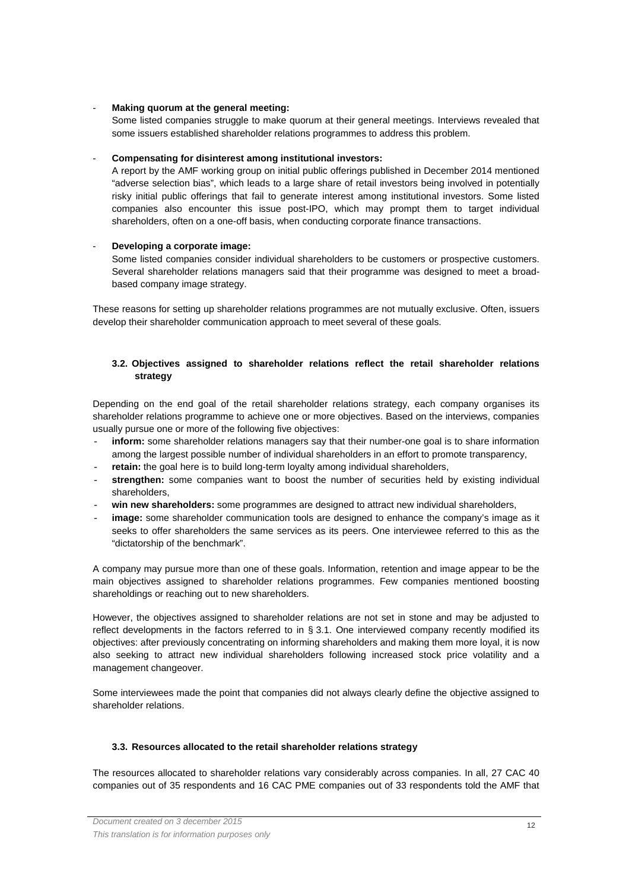- **Making quorum at the general meeting:**
  Some listed companies struggle to make quorum at their general meetings. Interviews revealed that some issuers established shareholder relations programmes to address this problem.

- **Compensating for disinterest among institutional investors:**
  A report by the AMF working group on initial public offerings published in December 2014 mentioned "adverse selection bias", which leads to a large share of retail investors being involved in potentially risky initial public offerings that fail to generate interest among institutional investors. Some listed companies also encounter this issue post-IPO, which may prompt them to target individual shareholders, often on a one-off basis, when conducting corporate finance transactions.

- **Developing a corporate image:**
  Some listed companies consider individual shareholders to be customers or prospective customers. Several shareholder relations managers said that their programme was designed to meet a broad-based company image strategy.

These reasons for setting up shareholder relations programmes are not mutually exclusive. Often, issuers develop their shareholder communication approach to meet several of these goals.

### 3.2. Objectives assigned to shareholder relations reflect the retail shareholder relations strategy

Depending on the end goal of the retail shareholder relations strategy, each company organises its shareholder relations programme to achieve one or more objectives. Based on the interviews, companies usually pursue one or more of the following five objectives:

- **inform:** some shareholder relations managers say that their number-one goal is to share information among the largest possible number of individual shareholders in an effort to promote transparency,
- **retain:** the goal here is to build long-term loyalty among individual shareholders,
- **strengthen:** some companies want to boost the number of securities held by existing individual shareholders,
- **win new shareholders:** some programmes are designed to attract new individual shareholders,
- **image:** some shareholder communication tools are designed to enhance the company's image as it seeks to offer shareholders the same services as its peers. One interviewee referred to this as the "dictatorship of the benchmark".

A company may pursue more than one of these goals. Information, retention and image appear to be the main objectives assigned to shareholder relations programmes. Few companies mentioned boosting shareholdings or reaching out to new shareholders.

However, the objectives assigned to shareholder relations are not set in stone and may be adjusted to reflect developments in the factors referred to in § 3.1. One interviewed company recently modified its objectives: after previously concentrating on informing shareholders and making them more loyal, it is now also seeking to attract new individual shareholders following increased stock price volatility and a management changeover.

Some interviewees made the point that companies did not always clearly define the objective assigned to shareholder relations.

### 3.3. Resources allocated to the retail shareholder relations strategy

The resources allocated to shareholder relations vary considerably across companies. In all, 27 CAC 40 companies out of 35 respondents and 16 CAC PME companies out of 33 respondents told the AMF that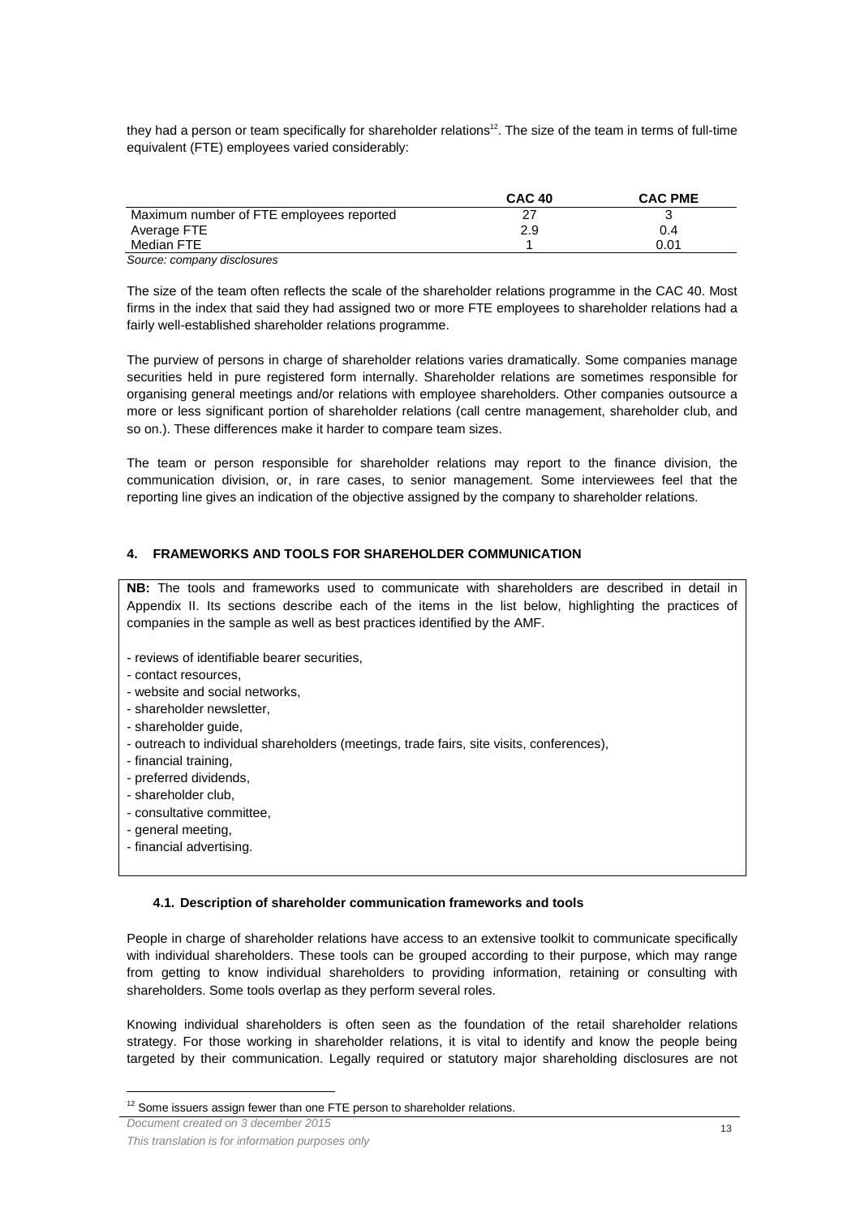they had a person or team specifically for shareholder relations[12]. The size of the team in terms of full-time equivalent (FTE) employees varied considerably:

| | CAC 40 | CAC PME |
|---|---|---|
| Maximum number of FTE employees reported | 27 | 3 |
| Average FTE | 2.9 | 0.4 |
| Median FTE | 1 | 0.01 |

*Source: company disclosures*

The size of the team often reflects the scale of the shareholder relations programme in the CAC 40. Most firms in the index that said they had assigned two or more FTE employees to shareholder relations had a fairly well-established shareholder relations programme.

The purview of persons in charge of shareholder relations varies dramatically. Some companies manage securities held in pure registered form internally. Shareholder relations are sometimes responsible for organising general meetings and/or relations with employee shareholders. Other companies outsource a more or less significant portion of shareholder relations (call centre management, shareholder club, and so on.). These differences make it harder to compare team sizes.

The team or person responsible for shareholder relations may report to the finance division, the communication division, or, in rare cases, to senior management. Some interviewees feel that the reporting line gives an indication of the objective assigned by the company to shareholder relations.

## 4. FRAMEWORKS AND TOOLS FOR SHAREHOLDER COMMUNICATION

**NB:** The tools and frameworks used to communicate with shareholders are described in detail in Appendix II. Its sections describe each of the items in the list below, highlighting the practices of companies in the sample as well as best practices identified by the AMF.

- reviews of identifiable bearer securities,
- contact resources,
- website and social networks,
- shareholder newsletter,
- shareholder guide,
- outreach to individual shareholders (meetings, trade fairs, site visits, conferences),
- financial training,
- preferred dividends,
- shareholder club,
- consultative committee,
- general meeting,
- financial advertising.

### 4.1. Description of shareholder communication frameworks and tools

People in charge of shareholder relations have access to an extensive toolkit to communicate specifically with individual shareholders. These tools can be grouped according to their purpose, which may range from getting to know individual shareholders to providing information, retaining or consulting with shareholders. Some tools overlap as they perform several roles.

Knowing individual shareholders is often seen as the foundation of the retail shareholder relations strategy. For those working in shareholder relations, it is vital to identify and know the people being targeted by their communication. Legally required or statutory major shareholding disclosures are not

[12] Some issuers assign fewer than one FTE person to shareholder relations.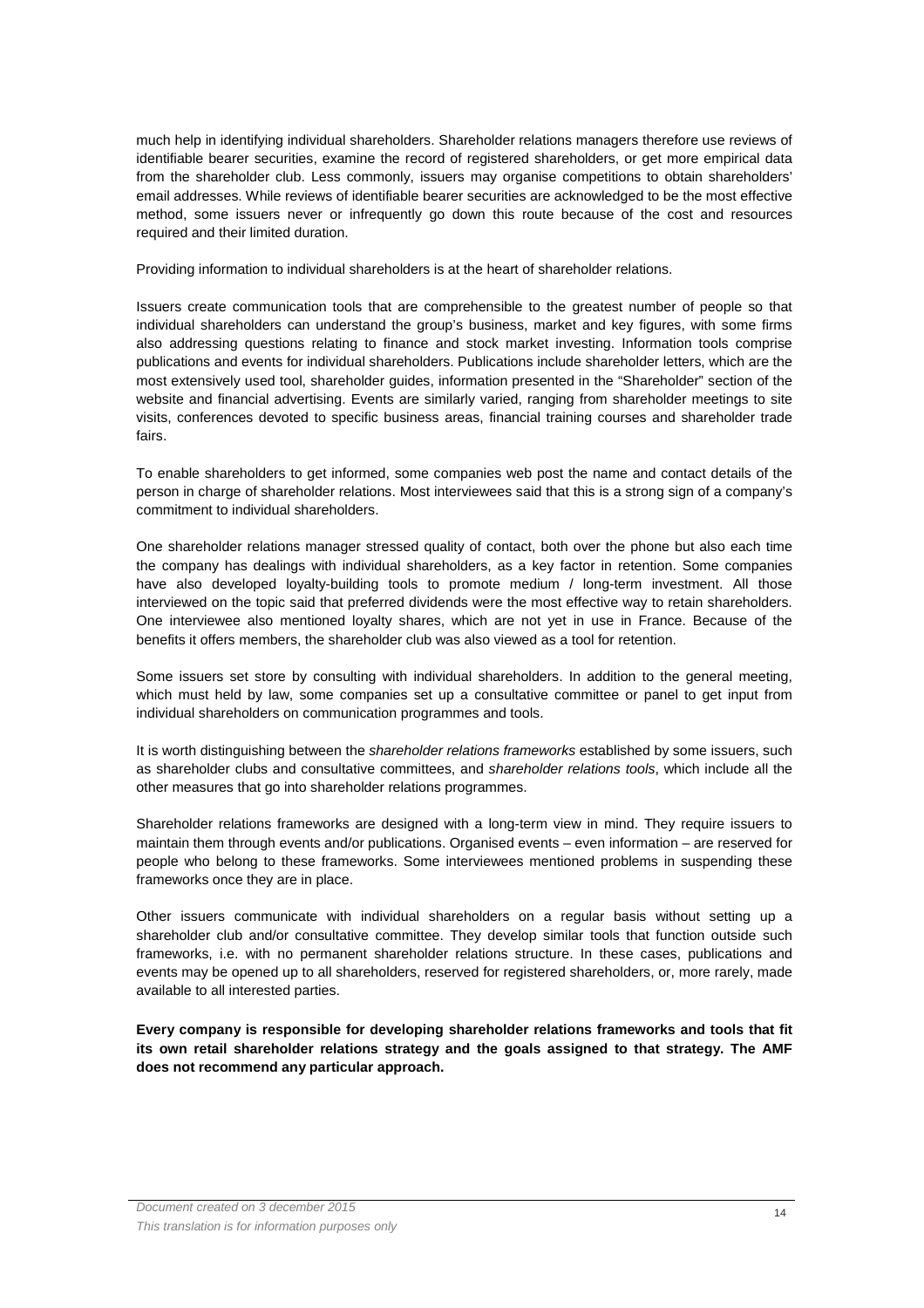much help in identifying individual shareholders. Shareholder relations managers therefore use reviews of identifiable bearer securities, examine the record of registered shareholders, or get more empirical data from the shareholder club. Less commonly, issuers may organise competitions to obtain shareholders' email addresses. While reviews of identifiable bearer securities are acknowledged to be the most effective method, some issuers never or infrequently go down this route because of the cost and resources required and their limited duration.

Providing information to individual shareholders is at the heart of shareholder relations.

Issuers create communication tools that are comprehensible to the greatest number of people so that individual shareholders can understand the group's business, market and key figures, with some firms also addressing questions relating to finance and stock market investing. Information tools comprise publications and events for individual shareholders. Publications include shareholder letters, which are the most extensively used tool, shareholder guides, information presented in the "Shareholder" section of the website and financial advertising. Events are similarly varied, ranging from shareholder meetings to site visits, conferences devoted to specific business areas, financial training courses and shareholder trade fairs.

To enable shareholders to get informed, some companies web post the name and contact details of the person in charge of shareholder relations. Most interviewees said that this is a strong sign of a company's commitment to individual shareholders.

One shareholder relations manager stressed quality of contact, both over the phone but also each time the company has dealings with individual shareholders, as a key factor in retention. Some companies have also developed loyalty-building tools to promote medium / long-term investment. All those interviewed on the topic said that preferred dividends were the most effective way to retain shareholders. One interviewee also mentioned loyalty shares, which are not yet in use in France. Because of the benefits it offers members, the shareholder club was also viewed as a tool for retention.

Some issuers set store by consulting with individual shareholders. In addition to the general meeting, which must held by law, some companies set up a consultative committee or panel to get input from individual shareholders on communication programmes and tools.

It is worth distinguishing between the *shareholder relations frameworks* established by some issuers, such as shareholder clubs and consultative committees, and *shareholder relations tools*, which include all the other measures that go into shareholder relations programmes.

Shareholder relations frameworks are designed with a long-term view in mind. They require issuers to maintain them through events and/or publications. Organised events – even information – are reserved for people who belong to these frameworks. Some interviewees mentioned problems in suspending these frameworks once they are in place.

Other issuers communicate with individual shareholders on a regular basis without setting up a shareholder club and/or consultative committee. They develop similar tools that function outside such frameworks, i.e. with no permanent shareholder relations structure. In these cases, publications and events may be opened up to all shareholders, reserved for registered shareholders, or, more rarely, made available to all interested parties.

**Every company is responsible for developing shareholder relations frameworks and tools that fit its own retail shareholder relations strategy and the goals assigned to that strategy. The AMF does not recommend any particular approach.**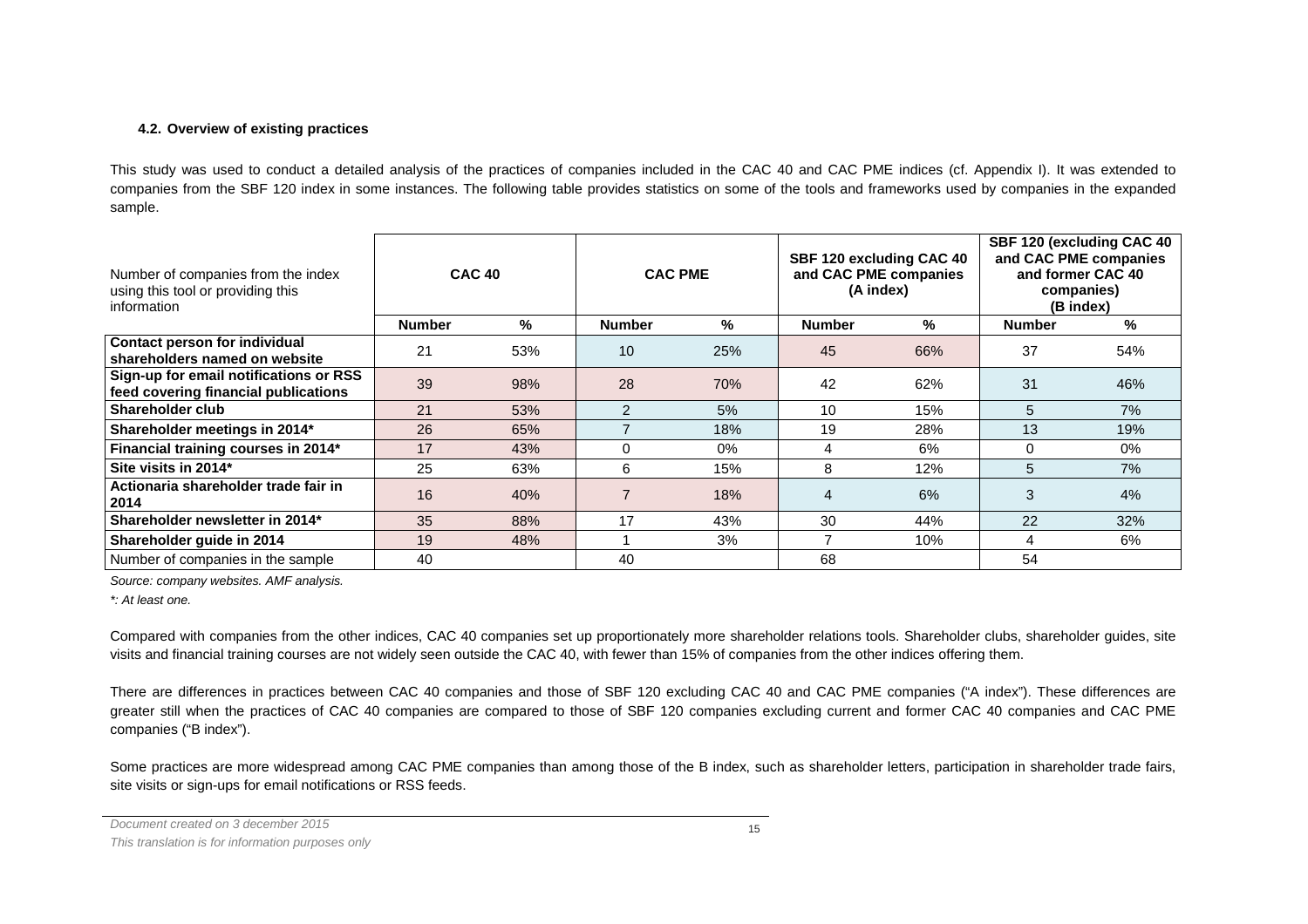#### 4.2. Overview of existing practices

This study was used to conduct a detailed analysis of the practices of companies included in the CAC 40 and CAC PME indices (cf. Appendix I). It was extended to companies from the SBF 120 index in some instances. The following table provides statistics on some of the tools and frameworks used by companies in the expanded sample.

| Number of companies from the index using this tool or providing this information | CAC 40 | | CAC PME | | SBF 120 excluding CAC 40 and CAC PME companies (A index) | | SBF 120 (excluding CAC 40 and CAC PME companies and former CAC 40 companies) (B index) | |
|---|---|---|---|---|---|---|---|---|
| | **Number** | **%** | **Number** | **%** | **Number** | **%** | **Number** | **%** |
| **Contact person for individual shareholders named on website** | 21 | 53% | 10 | 25% | 45 | 66% | 37 | 54% |
| **Sign-up for email notifications or RSS feed covering financial publications** | 39 | 98% | 28 | 70% | 42 | 62% | 31 | 46% |
| **Shareholder club** | 21 | 53% | 2 | 5% | 10 | 15% | 5 | 7% |
| **Shareholder meetings in 2014*** | 26 | 65% | 7 | 18% | 19 | 28% | 13 | 19% |
| **Financial training courses in 2014*** | 17 | 43% | 0 | 0% | 4 | 6% | 0 | 0% |
| **Site visits in 2014*** | 25 | 63% | 6 | 15% | 8 | 12% | 5 | 7% |
| **Actionaria shareholder trade fair in 2014** | 16 | 40% | 7 | 18% | 4 | 6% | 3 | 4% |
| **Shareholder newsletter in 2014*** | 35 | 88% | 17 | 43% | 30 | 44% | 22 | 32% |
| **Shareholder guide in 2014** | 19 | 48% | 1 | 3% | 7 | 10% | 4 | 6% |
| Number of companies in the sample | 40 | | 40 | | 68 | | 54 | |

*Source: company websites. AMF analysis.*

*\*: At least one.*

Compared with companies from the other indices, CAC 40 companies set up proportionately more shareholder relations tools. Shareholder clubs, shareholder guides, site visits and financial training courses are not widely seen outside the CAC 40, with fewer than 15% of companies from the other indices offering them.

There are differences in practices between CAC 40 companies and those of SBF 120 excluding CAC 40 and CAC PME companies ("A index"). These differences are greater still when the practices of CAC 40 companies are compared to those of SBF 120 companies excluding current and former CAC 40 companies and CAC PME companies ("B index").

Some practices are more widespread among CAC PME companies than among those of the B index, such as shareholder letters, participation in shareholder trade fairs, site visits or sign-ups for email notifications or RSS feeds.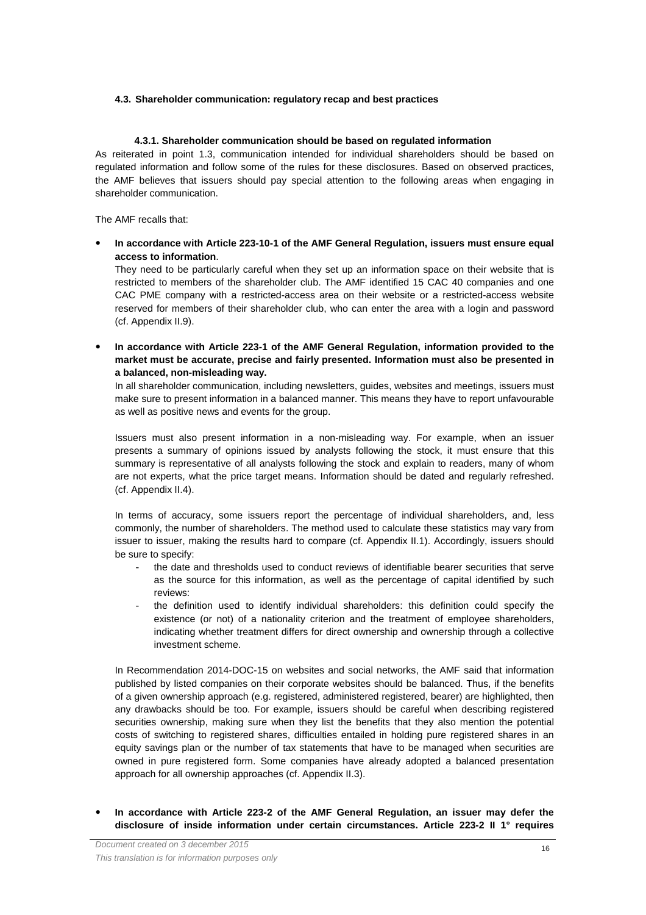### 4.3. Shareholder communication: regulatory recap and best practices

#### 4.3.1. Shareholder communication should be based on regulated information

As reiterated in point 1.3, communication intended for individual shareholders should be based on regulated information and follow some of the rules for these disclosures. Based on observed practices, the AMF believes that issuers should pay special attention to the following areas when engaging in shareholder communication.

The AMF recalls that:

- **In accordance with Article 223-10-1 of the AMF General Regulation, issuers must ensure equal access to information**.

  They need to be particularly careful when they set up an information space on their website that is restricted to members of the shareholder club. The AMF identified 15 CAC 40 companies and one CAC PME company with a restricted-access area on their website or a restricted-access website reserved for members of their shareholder club, who can enter the area with a login and password (cf. Appendix II.9).

- **In accordance with Article 223-1 of the AMF General Regulation, information provided to the market must be accurate, precise and fairly presented. Information must also be presented in a balanced, non-misleading way.**

  In all shareholder communication, including newsletters, guides, websites and meetings, issuers must make sure to present information in a balanced manner. This means they have to report unfavourable as well as positive news and events for the group.

  Issuers must also present information in a non-misleading way. For example, when an issuer presents a summary of opinions issued by analysts following the stock, it must ensure that this summary is representative of all analysts following the stock and explain to readers, many of whom are not experts, what the price target means. Information should be dated and regularly refreshed. (cf. Appendix II.4).

  In terms of accuracy, some issuers report the percentage of individual shareholders, and, less commonly, the number of shareholders. The method used to calculate these statistics may vary from issuer to issuer, making the results hard to compare (cf. Appendix II.1). Accordingly, issuers should be sure to specify:

  - the date and thresholds used to conduct reviews of identifiable bearer securities that serve as the source for this information, as well as the percentage of capital identified by such reviews:
  - the definition used to identify individual shareholders: this definition could specify the existence (or not) of a nationality criterion and the treatment of employee shareholders, indicating whether treatment differs for direct ownership and ownership through a collective investment scheme.

  In Recommendation 2014-DOC-15 on websites and social networks, the AMF said that information published by listed companies on their corporate websites should be balanced. Thus, if the benefits of a given ownership approach (e.g. registered, administered registered, bearer) are highlighted, then any drawbacks should be too. For example, issuers should be careful when describing registered securities ownership, making sure when they list the benefits that they also mention the potential costs of switching to registered shares, difficulties entailed in holding pure registered shares in an equity savings plan or the number of tax statements that have to be managed when securities are owned in pure registered form. Some companies have already adopted a balanced presentation approach for all ownership approaches (cf. Appendix II.3).

- **In accordance with Article 223-2 of the AMF General Regulation, an issuer may defer the disclosure of inside information under certain circumstances. Article 223-2 II 1° requires**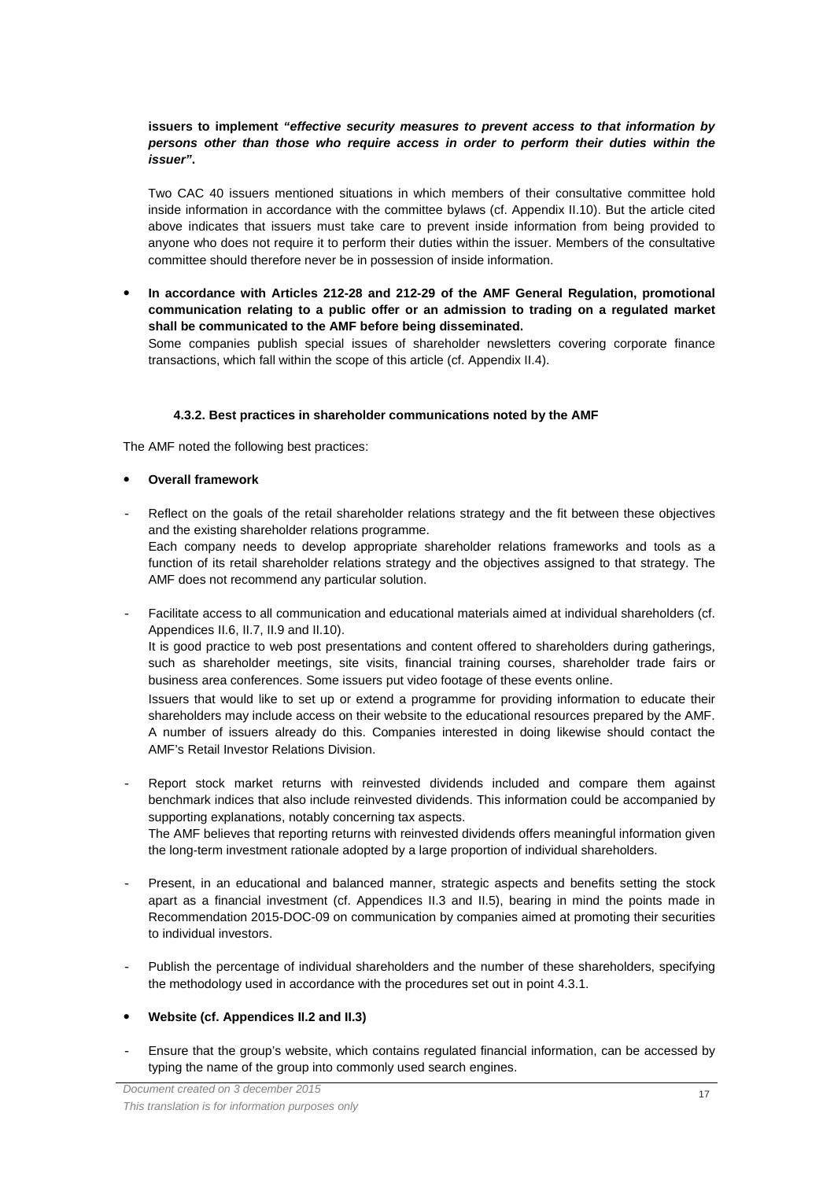**issuers to implement "*effective security measures to prevent access to that information by persons other than those who require access in order to perform their duties within the issuer*".**

Two CAC 40 issuers mentioned situations in which members of their consultative committee hold inside information in accordance with the committee bylaws (cf. Appendix II.10). But the article cited above indicates that issuers must take care to prevent inside information from being provided to anyone who does not require it to perform their duties within the issuer. Members of the consultative committee should therefore never be in possession of inside information.

- **In accordance with Articles 212-28 and 212-29 of the AMF General Regulation, promotional communication relating to a public offer or an admission to trading on a regulated market shall be communicated to the AMF before being disseminated.**
  Some companies publish special issues of shareholder newsletters covering corporate finance transactions, which fall within the scope of this article (cf. Appendix II.4).

#### 4.3.2. Best practices in shareholder communications noted by the AMF

The AMF noted the following best practices:

- **Overall framework**

- Reflect on the goals of the retail shareholder relations strategy and the fit between these objectives and the existing shareholder relations programme.
  Each company needs to develop appropriate shareholder relations frameworks and tools as a function of its retail shareholder relations strategy and the objectives assigned to that strategy. The AMF does not recommend any particular solution.

- Facilitate access to all communication and educational materials aimed at individual shareholders (cf. Appendices II.6, II.7, II.9 and II.10).
  It is good practice to web post presentations and content offered to shareholders during gatherings, such as shareholder meetings, site visits, financial training courses, shareholder trade fairs or business area conferences. Some issuers put video footage of these events online.
  Issuers that would like to set up or extend a programme for providing information to educate their shareholders may include access on their website to the educational resources prepared by the AMF. A number of issuers already do this. Companies interested in doing likewise should contact the AMF's Retail Investor Relations Division.

- Report stock market returns with reinvested dividends included and compare them against benchmark indices that also include reinvested dividends. This information could be accompanied by supporting explanations, notably concerning tax aspects.
  The AMF believes that reporting returns with reinvested dividends offers meaningful information given the long-term investment rationale adopted by a large proportion of individual shareholders.

- Present, in an educational and balanced manner, strategic aspects and benefits setting the stock apart as a financial investment (cf. Appendices II.3 and II.5), bearing in mind the points made in Recommendation 2015-DOC-09 on communication by companies aimed at promoting their securities to individual investors.

- Publish the percentage of individual shareholders and the number of these shareholders, specifying the methodology used in accordance with the procedures set out in point 4.3.1.

- **Website (cf. Appendices II.2 and II.3)**

- Ensure that the group's website, which contains regulated financial information, can be accessed by typing the name of the group into commonly used search engines.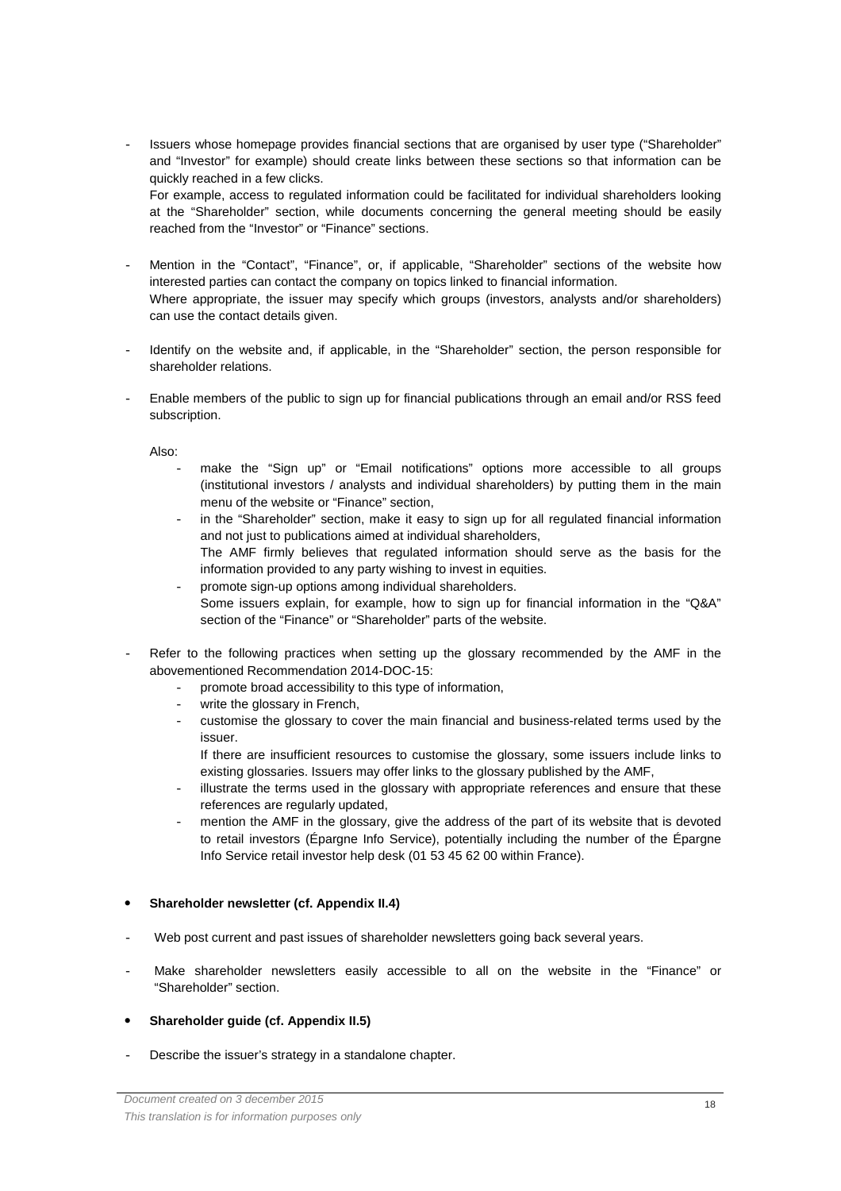- Issuers whose homepage provides financial sections that are organised by user type ("Shareholder" and "Investor" for example) should create links between these sections so that information can be quickly reached in a few clicks.
  For example, access to regulated information could be facilitated for individual shareholders looking at the "Shareholder" section, while documents concerning the general meeting should be easily reached from the "Investor" or "Finance" sections.

- Mention in the "Contact", "Finance", or, if applicable, "Shareholder" sections of the website how interested parties can contact the company on topics linked to financial information.
  Where appropriate, the issuer may specify which groups (investors, analysts and/or shareholders) can use the contact details given.

- Identify on the website and, if applicable, in the "Shareholder" section, the person responsible for shareholder relations.

- Enable members of the public to sign up for financial publications through an email and/or RSS feed subscription.

  Also:
    - make the "Sign up" or "Email notifications" options more accessible to all groups (institutional investors / analysts and individual shareholders) by putting them in the main menu of the website or "Finance" section,
    - in the "Shareholder" section, make it easy to sign up for all regulated financial information and not just to publications aimed at individual shareholders,
      The AMF firmly believes that regulated information should serve as the basis for the information provided to any party wishing to invest in equities.
    - promote sign-up options among individual shareholders.
      Some issuers explain, for example, how to sign up for financial information in the "Q&A" section of the "Finance" or "Shareholder" parts of the website.

- Refer to the following practices when setting up the glossary recommended by the AMF in the abovementioned Recommendation 2014-DOC-15:
    - promote broad accessibility to this type of information,
    - write the glossary in French,
    - customise the glossary to cover the main financial and business-related terms used by the issuer.
      If there are insufficient resources to customise the glossary, some issuers include links to existing glossaries. Issuers may offer links to the glossary published by the AMF,
    - illustrate the terms used in the glossary with appropriate references and ensure that these references are regularly updated,
    - mention the AMF in the glossary, give the address of the part of its website that is devoted to retail investors (Épargne Info Service), potentially including the number of the Épargne Info Service retail investor help desk (01 53 45 62 00 within France).

- **Shareholder newsletter (cf. Appendix II.4)**

- Web post current and past issues of shareholder newsletters going back several years.

- Make shareholder newsletters easily accessible to all on the website in the "Finance" or "Shareholder" section.

- **Shareholder guide (cf. Appendix II.5)**

- Describe the issuer's strategy in a standalone chapter.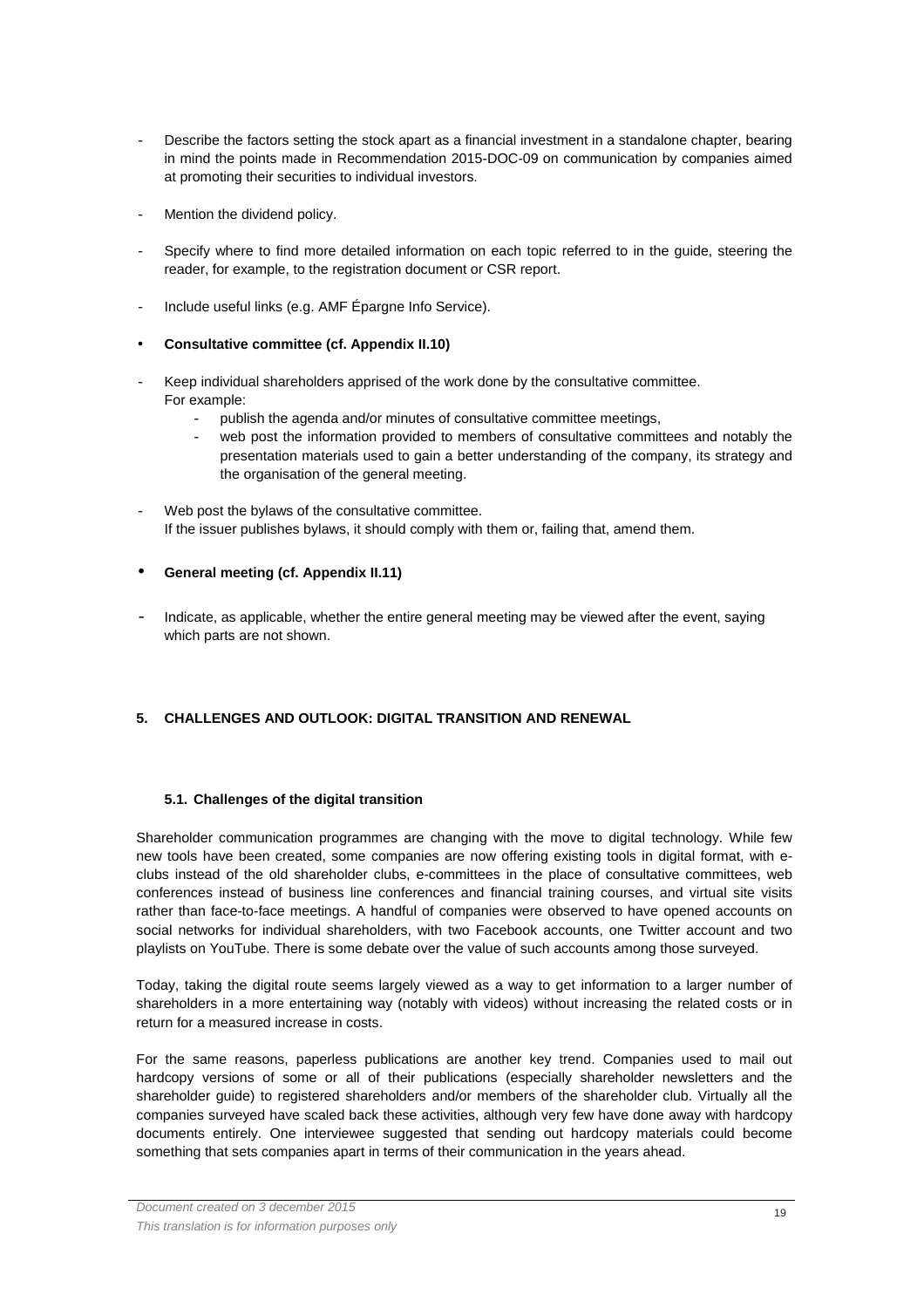- Describe the factors setting the stock apart as a financial investment in a standalone chapter, bearing in mind the points made in Recommendation 2015-DOC-09 on communication by companies aimed at promoting their securities to individual investors.

- Mention the dividend policy.

- Specify where to find more detailed information on each topic referred to in the guide, steering the reader, for example, to the registration document or CSR report.

- Include useful links (e.g. AMF Épargne Info Service).

- **Consultative committee (cf. Appendix II.10)**

- Keep individual shareholders apprised of the work done by the consultative committee. For example:
  - publish the agenda and/or minutes of consultative committee meetings,
  - web post the information provided to members of consultative committees and notably the presentation materials used to gain a better understanding of the company, its strategy and the organisation of the general meeting.

- Web post the bylaws of the consultative committee. If the issuer publishes bylaws, it should comply with them or, failing that, amend them.

- **General meeting (cf. Appendix II.11)**

- Indicate, as applicable, whether the entire general meeting may be viewed after the event, saying which parts are not shown.

## 5. CHALLENGES AND OUTLOOK: DIGITAL TRANSITION AND RENEWAL

### 5.1. Challenges of the digital transition

Shareholder communication programmes are changing with the move to digital technology. While few new tools have been created, some companies are now offering existing tools in digital format, with e-clubs instead of the old shareholder clubs, e-committees in the place of consultative committees, web conferences instead of business line conferences and financial training courses, and virtual site visits rather than face-to-face meetings. A handful of companies were observed to have opened accounts on social networks for individual shareholders, with two Facebook accounts, one Twitter account and two playlists on YouTube. There is some debate over the value of such accounts among those surveyed.

Today, taking the digital route seems largely viewed as a way to get information to a larger number of shareholders in a more entertaining way (notably with videos) without increasing the related costs or in return for a measured increase in costs.

For the same reasons, paperless publications are another key trend. Companies used to mail out hardcopy versions of some or all of their publications (especially shareholder newsletters and the shareholder guide) to registered shareholders and/or members of the shareholder club. Virtually all the companies surveyed have scaled back these activities, although very few have done away with hardcopy documents entirely. One interviewee suggested that sending out hardcopy materials could become something that sets companies apart in terms of their communication in the years ahead.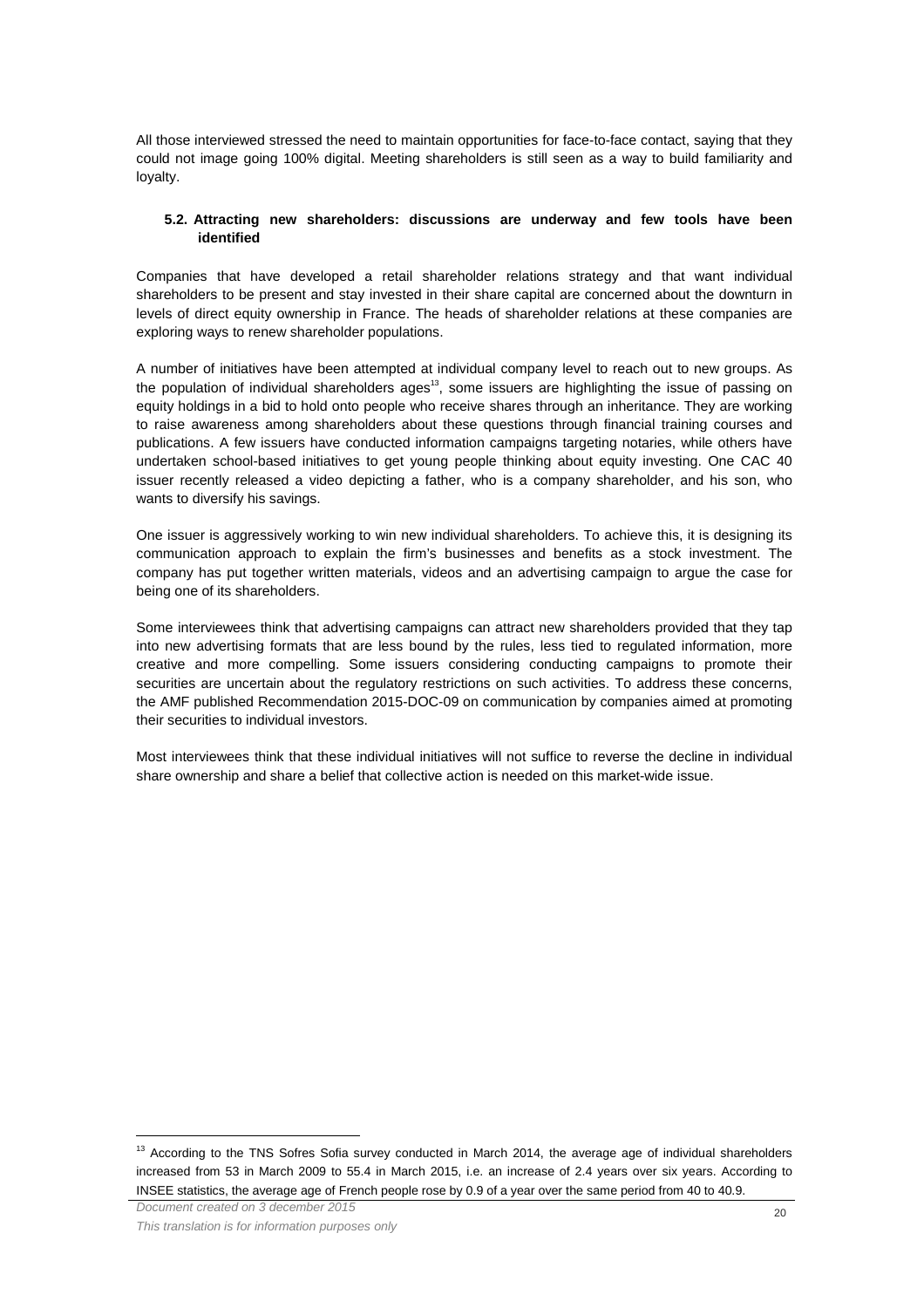All those interviewed stressed the need to maintain opportunities for face-to-face contact, saying that they could not image going 100% digital. Meeting shareholders is still seen as a way to build familiarity and loyalty.

### 5.2. Attracting new shareholders: discussions are underway and few tools have been identified

Companies that have developed a retail shareholder relations strategy and that want individual shareholders to be present and stay invested in their share capital are concerned about the downturn in levels of direct equity ownership in France. The heads of shareholder relations at these companies are exploring ways to renew shareholder populations.

A number of initiatives have been attempted at individual company level to reach out to new groups. As the population of individual shareholders ages[13], some issuers are highlighting the issue of passing on equity holdings in a bid to hold onto people who receive shares through an inheritance. They are working to raise awareness among shareholders about these questions through financial training courses and publications. A few issuers have conducted information campaigns targeting notaries, while others have undertaken school-based initiatives to get young people thinking about equity investing. One CAC 40 issuer recently released a video depicting a father, who is a company shareholder, and his son, who wants to diversify his savings.

One issuer is aggressively working to win new individual shareholders. To achieve this, it is designing its communication approach to explain the firm's businesses and benefits as a stock investment. The company has put together written materials, videos and an advertising campaign to argue the case for being one of its shareholders.

Some interviewees think that advertising campaigns can attract new shareholders provided that they tap into new advertising formats that are less bound by the rules, less tied to regulated information, more creative and more compelling. Some issuers considering conducting campaigns to promote their securities are uncertain about the regulatory restrictions on such activities. To address these concerns, the AMF published Recommendation 2015-DOC-09 on communication by companies aimed at promoting their securities to individual investors.

Most interviewees think that these individual initiatives will not suffice to reverse the decline in individual share ownership and share a belief that collective action is needed on this market-wide issue.

[13] According to the TNS Sofres Sofia survey conducted in March 2014, the average age of individual shareholders increased from 53 in March 2009 to 55.4 in March 2015, i.e. an increase of 2.4 years over six years. According to INSEE statistics, the average age of French people rose by 0.9 of a year over the same period from 40 to 40.9.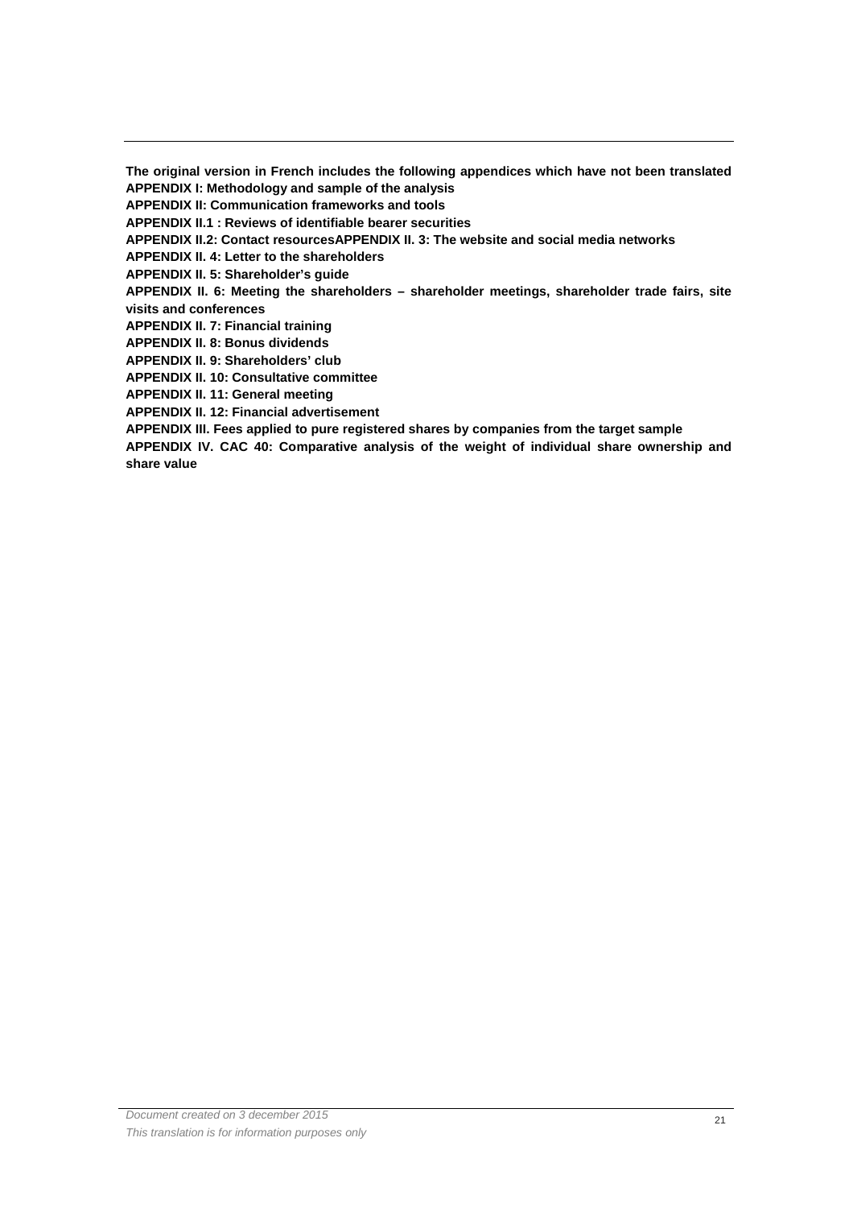**The original version in French includes the following appendices which have not been translated**

**APPENDIX I: Methodology and sample of the analysis**

**APPENDIX II: Communication frameworks and tools**

**APPENDIX II.1 : Reviews of identifiable bearer securities**

**APPENDIX II.2: Contact resourcesAPPENDIX II. 3: The website and social media networks**

**APPENDIX II. 4: Letter to the shareholders**

**APPENDIX II. 5: Shareholder's guide**

**APPENDIX II. 6: Meeting the shareholders – shareholder meetings, shareholder trade fairs, site visits and conferences**

**APPENDIX II. 7: Financial training**

**APPENDIX II. 8: Bonus dividends**

**APPENDIX II. 9: Shareholders' club**

**APPENDIX II. 10: Consultative committee**

**APPENDIX II. 11: General meeting**

**APPENDIX II. 12: Financial advertisement**

**APPENDIX III. Fees applied to pure registered shares by companies from the target sample**

**APPENDIX IV. CAC 40: Comparative analysis of the weight of individual share ownership and share value**